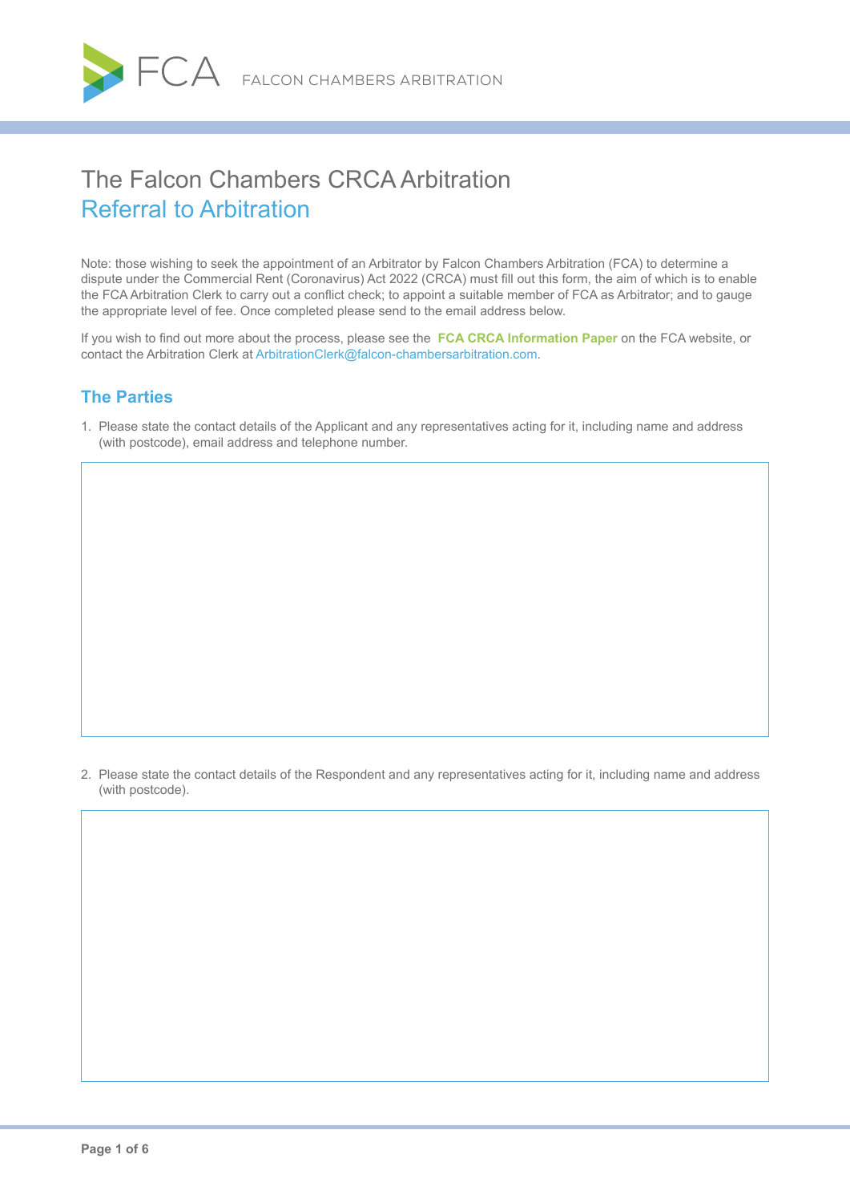FCA FALCON CHAMBERS ARBITRATION

# The Falcon Chambers CRCA Arbitration
## Referral to Arbitration

Note: those wishing to seek the appointment of an Arbitrator by Falcon Chambers Arbitration (FCA) to determine a dispute under the Commercial Rent (Coronavirus) Act 2022 (CRCA) must fill out this form, the aim of which is to enable the FCA Arbitration Clerk to carry out a conflict check; to appoint a suitable member of FCA as Arbitrator; and to gauge the appropriate level of fee. Once completed please send to the email address below.

If you wish to find out more about the process, please see the **FCA CRCA Information Paper** on the FCA website, or contact the Arbitration Clerk at ArbitrationClerk@falcon-chambersarbitration.com.

### The Parties

1. Please state the contact details of the Applicant and any representatives acting for it, including name and address (with postcode), email address and telephone number.

2. Please state the contact details of the Respondent and any representatives acting for it, including name and address (with postcode).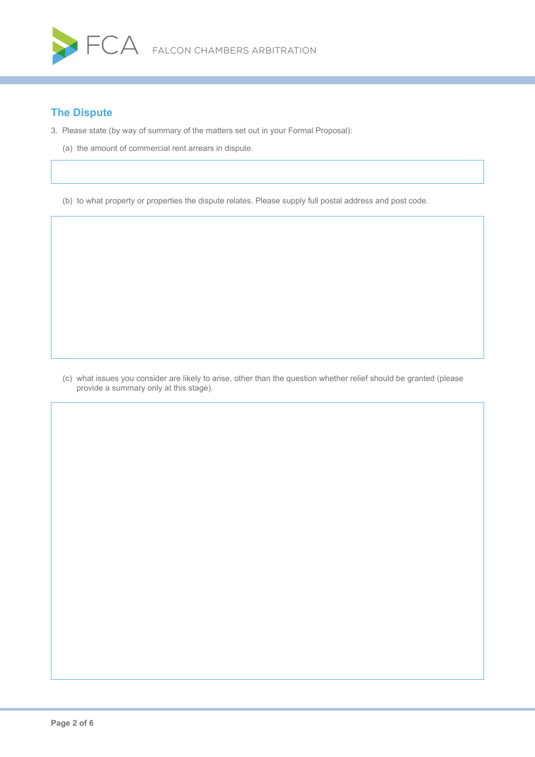## The Dispute

3. Please state (by way of summary of the matters set out in your Formal Proposal):

   (a) the amount of commercial rent arrears in dispute.

   (b) to what property or properties the dispute relates. Please supply full postal address and post code.

   (c) what issues you consider are likely to arise, other than the question whether relief should be granted (please provide a summary only at this stage).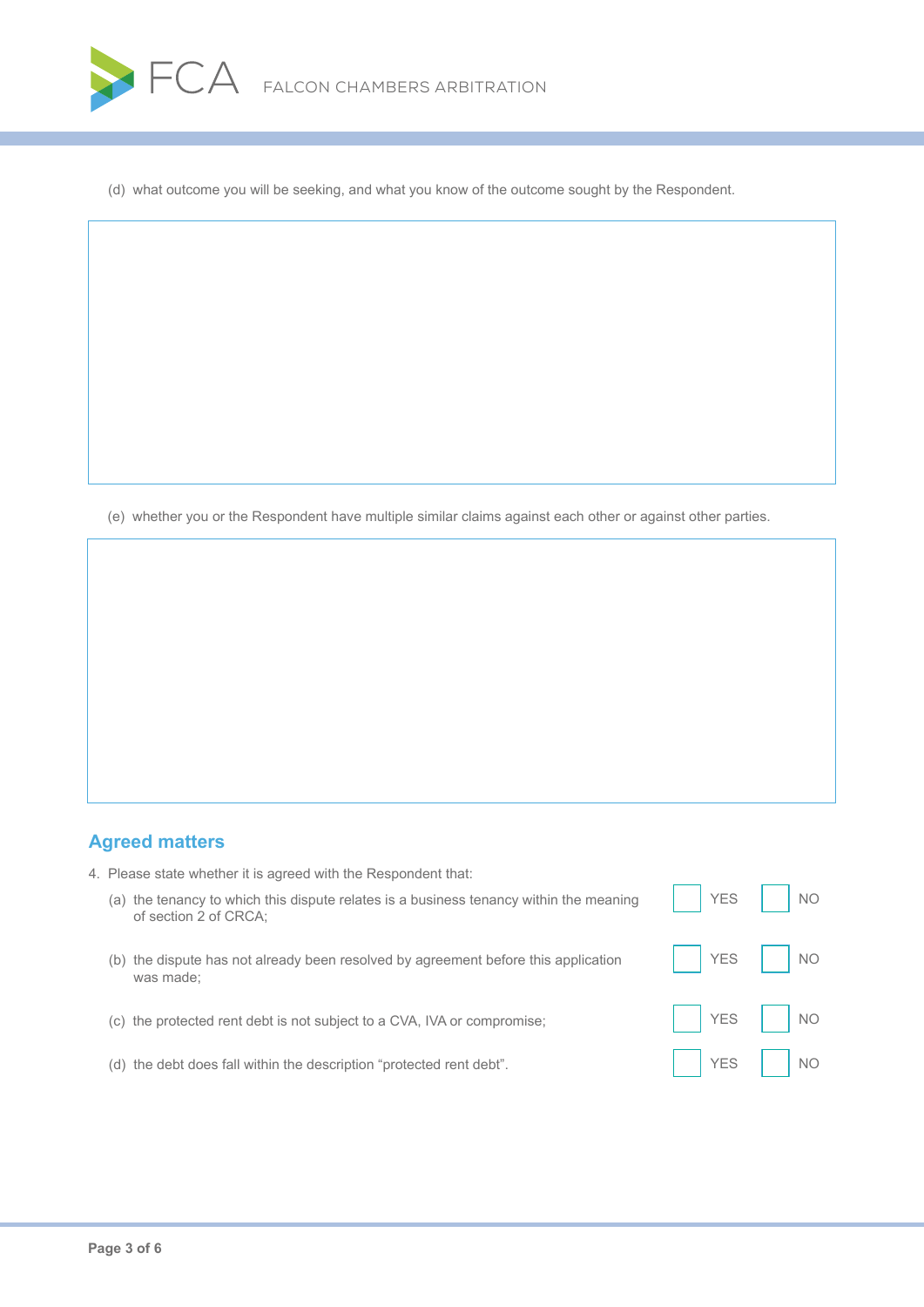(d) what outcome you will be seeking, and what you know of the outcome sought by the Respondent.

(e) whether you or the Respondent have multiple similar claims against each other or against other parties.

## Agreed matters

4. Please state whether it is agreed with the Respondent that:

| | | |
|---|---|---|
| (a) the tenancy to which this dispute relates is a business tenancy within the meaning of section 2 of CRCA; | ☐ YES | ☐ NO |
| (b) the dispute has not already been resolved by agreement before this application was made; | ☐ YES | ☐ NO |
| (c) the protected rent debt is not subject to a CVA, IVA or compromise; | ☐ YES | ☐ NO |
| (d) the debt does fall within the description "protected rent debt". | ☐ YES | ☐ NO |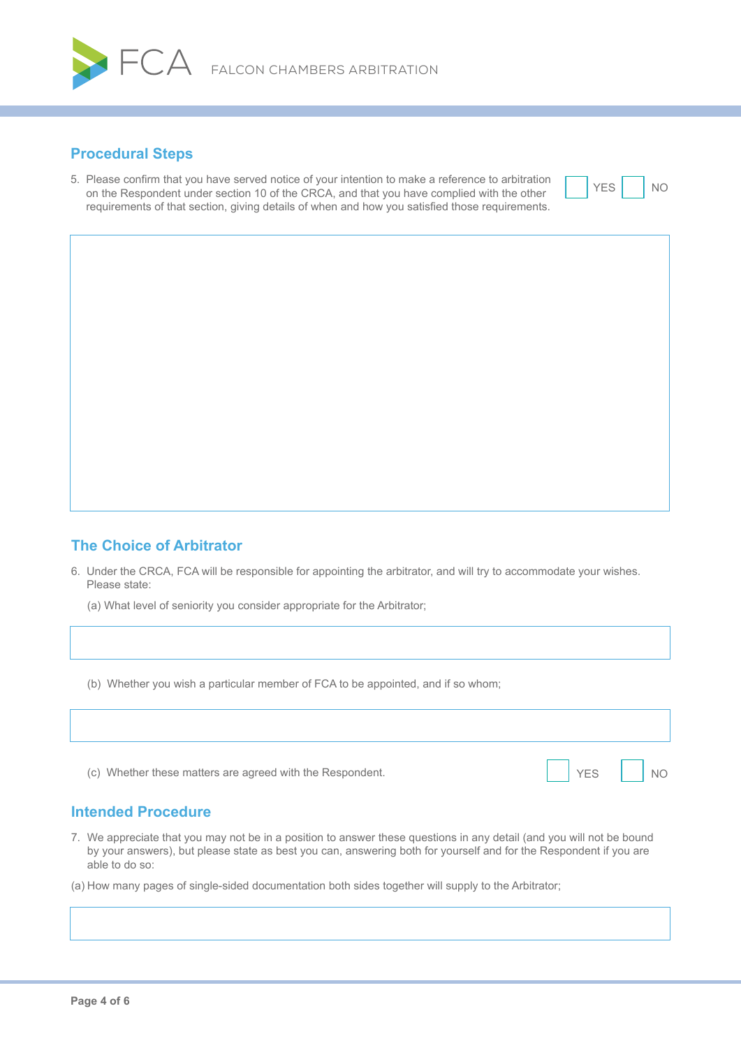## Procedural Steps

5. Please confirm that you have served notice of your intention to make a reference to arbitration on the Respondent under section 10 of the CRCA, and that you have complied with the other requirements of that section, giving details of when and how you satisfied those requirements.

☐ YES ☐ NO

## The Choice of Arbitrator

6. Under the CRCA, FCA will be responsible for appointing the arbitrator, and will try to accommodate your wishes. Please state:

   (a) What level of seniority you consider appropriate for the Arbitrator;

   (b) Whether you wish a particular member of FCA to be appointed, and if so whom;

   (c) Whether these matters are agreed with the Respondent.

   ☐ YES ☐ NO

## Intended Procedure

7. We appreciate that you may not be in a position to answer these questions in any detail (and you will not be bound by your answers), but please state as best you can, answering both for yourself and for the Respondent if you are able to do so:

(a) How many pages of single-sided documentation both sides together will supply to the Arbitrator;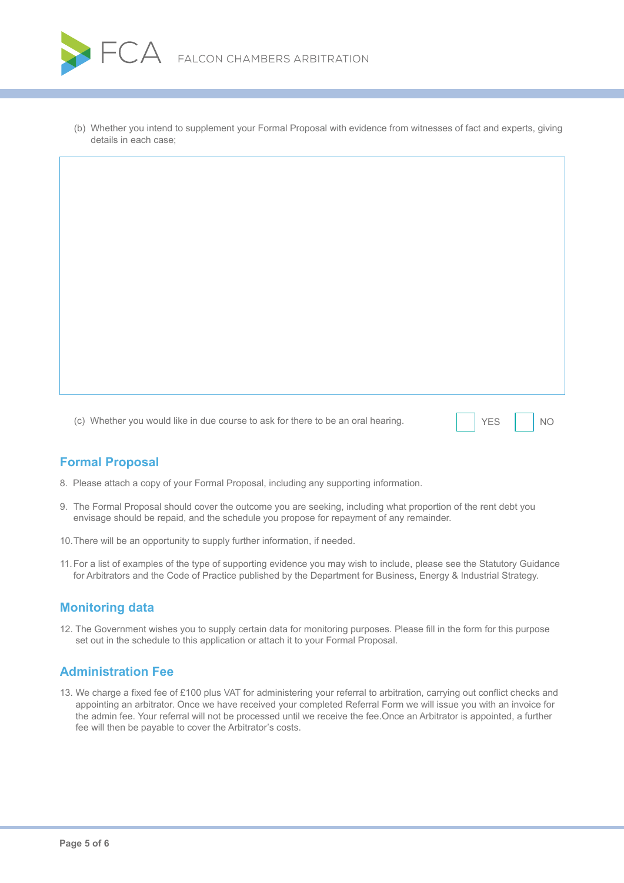(b) Whether you intend to supplement your Formal Proposal with evidence from witnesses of fact and experts, giving details in each case;

(c) Whether you would like in due course to ask for there to be an oral hearing. ☐ YES ☐ NO

## Formal Proposal

8. Please attach a copy of your Formal Proposal, including any supporting information.

9. The Formal Proposal should cover the outcome you are seeking, including what proportion of the rent debt you envisage should be repaid, and the schedule you propose for repayment of any remainder.

10. There will be an opportunity to supply further information, if needed.

11. For a list of examples of the type of supporting evidence you may wish to include, please see the Statutory Guidance for Arbitrators and the Code of Practice published by the Department for Business, Energy & Industrial Strategy.

## Monitoring data

12. The Government wishes you to supply certain data for monitoring purposes. Please fill in the form for this purpose set out in the schedule to this application or attach it to your Formal Proposal.

## Administration Fee

13. We charge a fixed fee of £100 plus VAT for administering your referral to arbitration, carrying out conflict checks and appointing an arbitrator. Once we have received your completed Referral Form we will issue you with an invoice for the admin fee. Your referral will not be processed until we receive the fee.Once an Arbitrator is appointed, a further fee will then be payable to cover the Arbitrator's costs.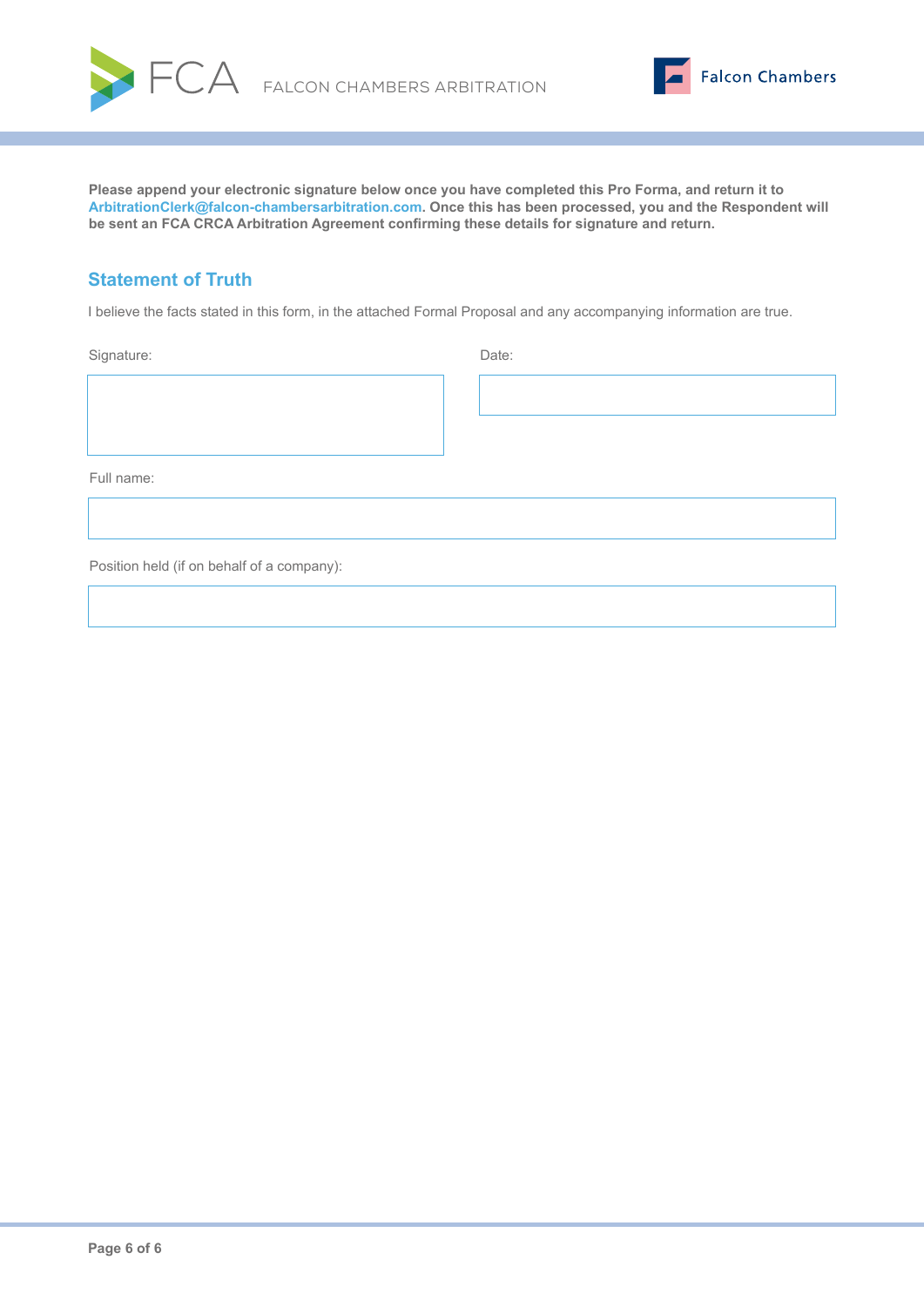**Please append your electronic signature below once you have completed this Pro Forma, and return it to ArbitrationClerk@falcon-chambersarbitration.com. Once this has been processed, you and the Respondent will be sent an FCA CRCA Arbitration Agreement confirming these details for signature and return.**

## Statement of Truth

I believe the facts stated in this form, in the attached Formal Proposal and any accompanying information are true.

Signature:

Date:

Full name:

Position held (if on behalf of a company):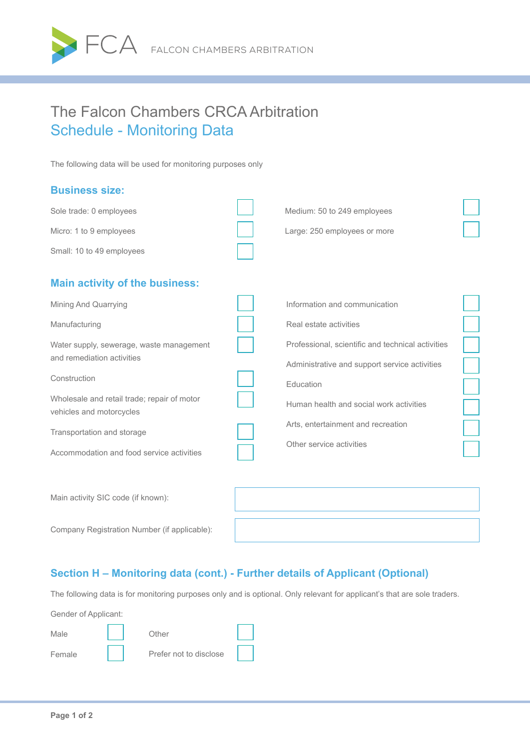FCA FALCON CHAMBERS ARBITRATION

# The Falcon Chambers CRCA Arbitration

## Schedule - Monitoring Data

The following data will be used for monitoring purposes only

### Business size:

- Sole trade: 0 employees ☐
- Micro: 1 to 9 employees ☐
- Small: 10 to 49 employees ☐
- Medium: 50 to 249 employees ☐
- Large: 250 employees or more ☐

### Main activity of the business:

- Mining And Quarrying ☐
- Manufacturing ☐
- Water supply, sewerage, waste management and remediation activities ☐
- Construction ☐
- Wholesale and retail trade; repair of motor vehicles and motorcycles ☐
- Transportation and storage ☐
- Accommodation and food service activities ☐
- Information and communication ☐
- Real estate activities ☐
- Professional, scientific and technical activities ☐
- Administrative and support service activities ☐
- Education ☐
- Human health and social work activities ☐
- Arts, entertainment and recreation ☐
- Other service activities ☐

Main activity SIC code (if known):

Company Registration Number (if applicable):

### Section H – Monitoring data (cont.) - Further details of Applicant (Optional)

The following data is for monitoring purposes only and is optional. Only relevant for applicant's that are sole traders.

Gender of Applicant:

- Male ☐
- Female ☐
- Other ☐
- Prefer not to disclose ☐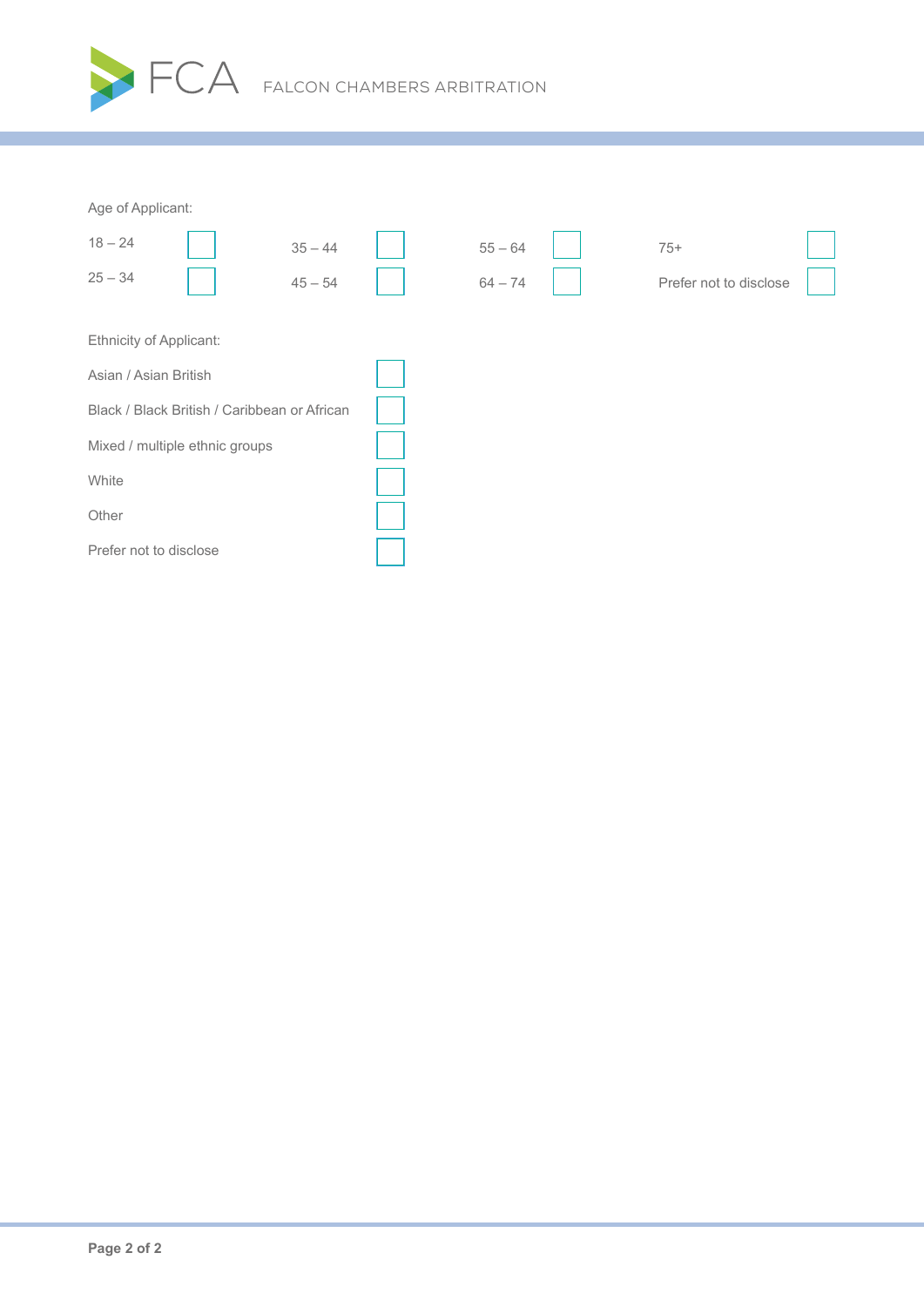Age of Applicant:

| | | | | | | | |
|---|---|---|---|---|---|---|---|
| 18 – 24 | ☐ | 35 – 44 | ☐ | 55 – 64 | ☐ | 75+ | ☐ |
| 25 – 34 | ☐ | 45 – 54 | ☐ | 64 – 74 | ☐ | Prefer not to disclose | ☐ |

Ethnicity of Applicant:

| | |
|---|---|
| Asian / Asian British | ☐ |
| Black / Black British / Caribbean or African | ☐ |
| Mixed / multiple ethnic groups | ☐ |
| White | ☐ |
| Other | ☐ |
| Prefer not to disclose | ☐ |